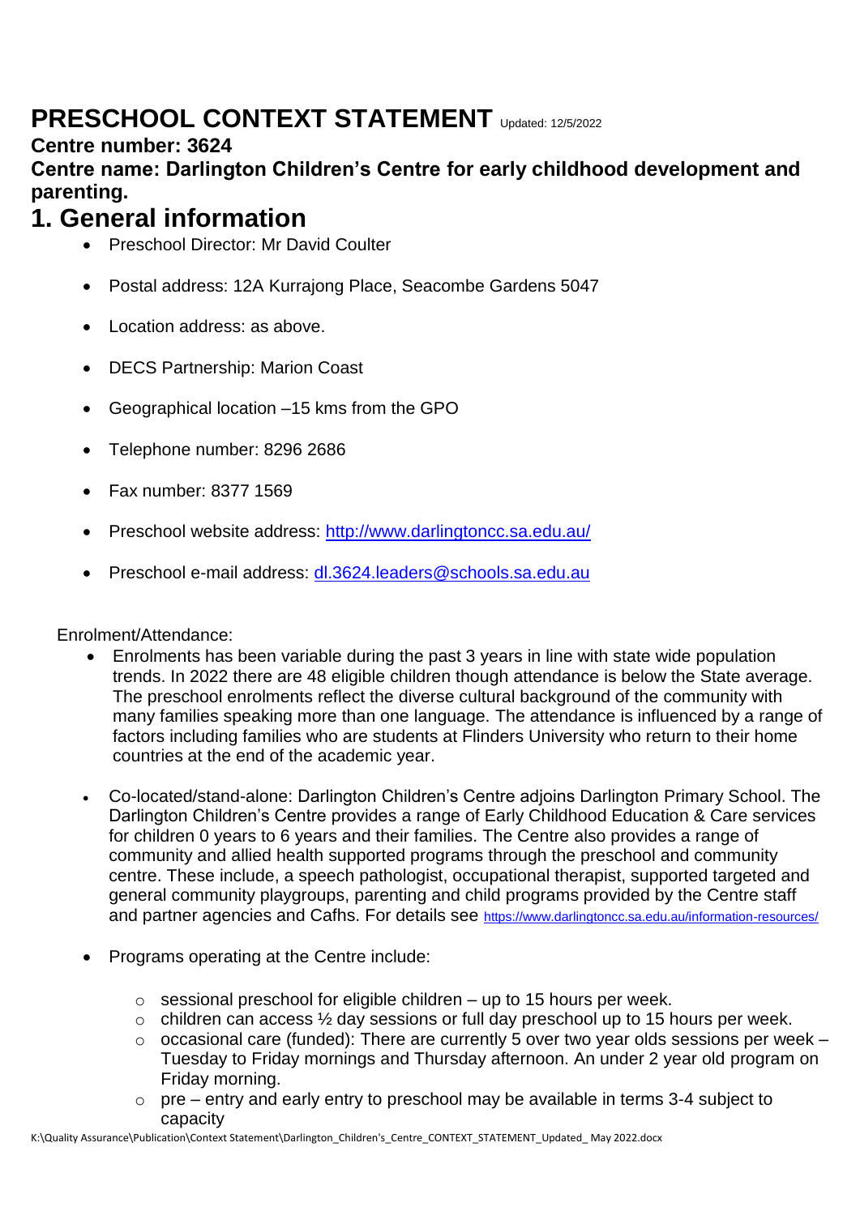# PRESCHOOL CONTEXT STATEMENT Updated: 12/5/2022

**Centre number: 3624**

**Centre name: Darlington Children's Centre for early childhood development and parenting.**

## 1. General information

- Preschool Director: Mr David Coulter
- Postal address: 12A Kurrajong Place, Seacombe Gardens 5047
- Location address: as above.
- DECS Partnership: Marion Coast
- Geographical location –15 kms from the GPO
- Telephone number: 8296 2686
- Fax number: 8377 1569
- Preschool website address: http://www.darlingtoncc.sa.edu.au/
- Preschool e-mail address: dl.3624.leaders@schools.sa.edu.au

Enrolment/Attendance:

- Enrolments has been variable during the past 3 years in line with state wide population trends. In 2022 there are 48 eligible children though attendance is below the State average. The preschool enrolments reflect the diverse cultural background of the community with many families speaking more than one language. The attendance is influenced by a range of factors including families who are students at Flinders University who return to their home countries at the end of the academic year.

- Co-located/stand-alone: Darlington Children's Centre adjoins Darlington Primary School. The Darlington Children's Centre provides a range of Early Childhood Education & Care services for children 0 years to 6 years and their families. The Centre also provides a range of community and allied health supported programs through the preschool and community centre. These include, a speech pathologist, occupational therapist, supported targeted and general community playgroups, parenting and child programs provided by the Centre staff and partner agencies and Cafhs. For details see https://www.darlingtoncc.sa.edu.au/information-resources/

- Programs operating at the Centre include:
  - sessional preschool for eligible children – up to 15 hours per week.
  - children can access ½ day sessions or full day preschool up to 15 hours per week.
  - occasional care (funded): There are currently 5 over two year olds sessions per week – Tuesday to Friday mornings and Thursday afternoon. An under 2 year old program on Friday morning.
  - pre – entry and early entry to preschool may be available in terms 3-4 subject to capacity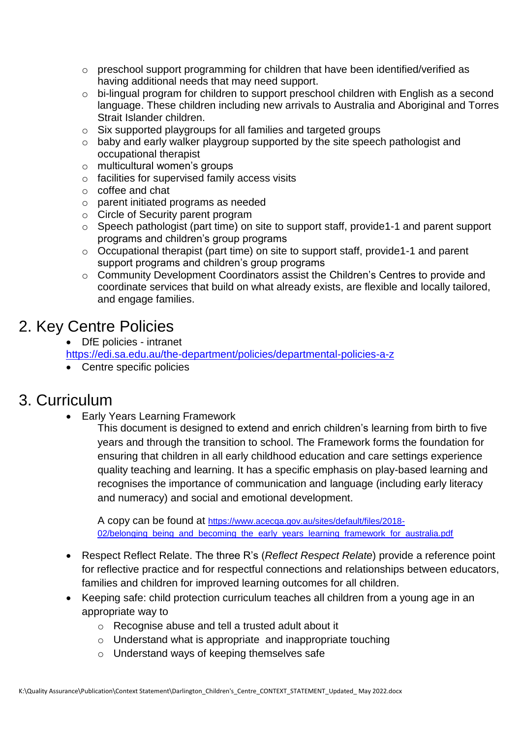- preschool support programming for children that have been identified/verified as having additional needs that may need support.
- bi-lingual program for children to support preschool children with English as a second language. These children including new arrivals to Australia and Aboriginal and Torres Strait Islander children.
- Six supported playgroups for all families and targeted groups
- baby and early walker playgroup supported by the site speech pathologist and occupational therapist
- multicultural women's groups
- facilities for supervised family access visits
- coffee and chat
- parent initiated programs as needed
- Circle of Security parent program
- Speech pathologist (part time) on site to support staff, provide1-1 and parent support programs and children's group programs
- Occupational therapist (part time) on site to support staff, provide1-1 and parent support programs and children's group programs
- Community Development Coordinators assist the Children's Centres to provide and coordinate services that build on what already exists, are flexible and locally tailored, and engage families.

# 2. Key Centre Policies

- DfE policies - intranet

https://edi.sa.edu.au/the-department/policies/departmental-policies-a-z

- Centre specific policies

# 3. Curriculum

- Early Years Learning Framework

  This document is designed to extend and enrich children's learning from birth to five years and through the transition to school. The Framework forms the foundation for ensuring that children in all early childhood education and care settings experience quality teaching and learning. It has a specific emphasis on play-based learning and recognises the importance of communication and language (including early literacy and numeracy) and social and emotional development.

  A copy can be found at https://www.acecqa.gov.au/sites/default/files/2018-02/belonging_being_and_becoming_the_early_years_learning_framework_for_australia.pdf

- Respect Reflect Relate. The three R's (*Reflect Respect Relate*) provide a reference point for reflective practice and for respectful connections and relationships between educators, families and children for improved learning outcomes for all children.
- Keeping safe: child protection curriculum teaches all children from a young age in an appropriate way to
  - Recognise abuse and tell a trusted adult about it
  - Understand what is appropriate and inappropriate touching
  - Understand ways of keeping themselves safe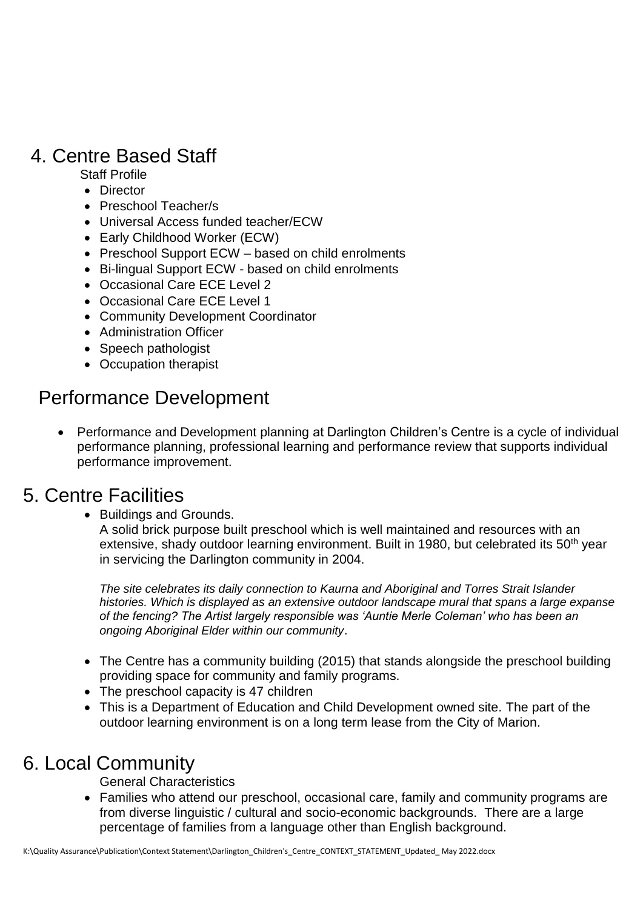## 4. Centre Based Staff

Staff Profile

- Director
- Preschool Teacher/s
- Universal Access funded teacher/ECW
- Early Childhood Worker (ECW)
- Preschool Support ECW – based on child enrolments
- Bi-lingual Support ECW - based on child enrolments
- Occasional Care ECE Level 2
- Occasional Care ECE Level 1
- Community Development Coordinator
- Administration Officer
- Speech pathologist
- Occupation therapist

## Performance Development

- Performance and Development planning at Darlington Children's Centre is a cycle of individual performance planning, professional learning and performance review that supports individual performance improvement.

## 5. Centre Facilities

- Buildings and Grounds.
  A solid brick purpose built preschool which is well maintained and resources with an extensive, shady outdoor learning environment. Built in 1980, but celebrated its 50th year in servicing the Darlington community in 2004.

  *The site celebrates its daily connection to Kaurna and Aboriginal and Torres Strait Islander histories. Which is displayed as an extensive outdoor landscape mural that spans a large expanse of the fencing? The Artist largely responsible was 'Auntie Merle Coleman' who has been an ongoing Aboriginal Elder within our community*.

- The Centre has a community building (2015) that stands alongside the preschool building providing space for community and family programs.
- The preschool capacity is 47 children
- This is a Department of Education and Child Development owned site. The part of the outdoor learning environment is on a long term lease from the City of Marion.

## 6. Local Community

General Characteristics

- Families who attend our preschool, occasional care, family and community programs are from diverse linguistic / cultural and socio-economic backgrounds. There are a large percentage of families from a language other than English background.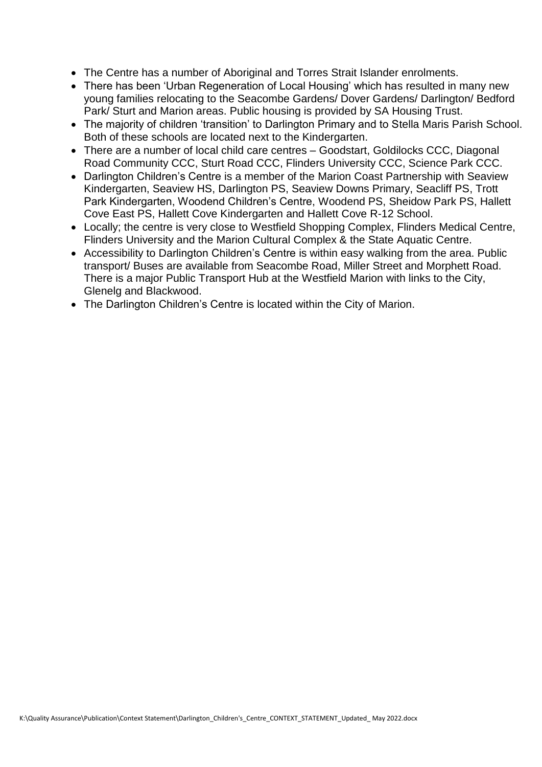- The Centre has a number of Aboriginal and Torres Strait Islander enrolments.
- There has been 'Urban Regeneration of Local Housing' which has resulted in many new young families relocating to the Seacombe Gardens/ Dover Gardens/ Darlington/ Bedford Park/ Sturt and Marion areas. Public housing is provided by SA Housing Trust.
- The majority of children 'transition' to Darlington Primary and to Stella Maris Parish School. Both of these schools are located next to the Kindergarten.
- There are a number of local child care centres – Goodstart, Goldilocks CCC, Diagonal Road Community CCC, Sturt Road CCC, Flinders University CCC, Science Park CCC.
- Darlington Children's Centre is a member of the Marion Coast Partnership with Seaview Kindergarten, Seaview HS, Darlington PS, Seaview Downs Primary, Seacliff PS, Trott Park Kindergarten, Woodend Children's Centre, Woodend PS, Sheidow Park PS, Hallett Cove East PS, Hallett Cove Kindergarten and Hallett Cove R-12 School.
- Locally; the centre is very close to Westfield Shopping Complex, Flinders Medical Centre, Flinders University and the Marion Cultural Complex & the State Aquatic Centre.
- Accessibility to Darlington Children's Centre is within easy walking from the area. Public transport/ Buses are available from Seacombe Road, Miller Street and Morphett Road. There is a major Public Transport Hub at the Westfield Marion with links to the City, Glenelg and Blackwood.
- The Darlington Children's Centre is located within the City of Marion.